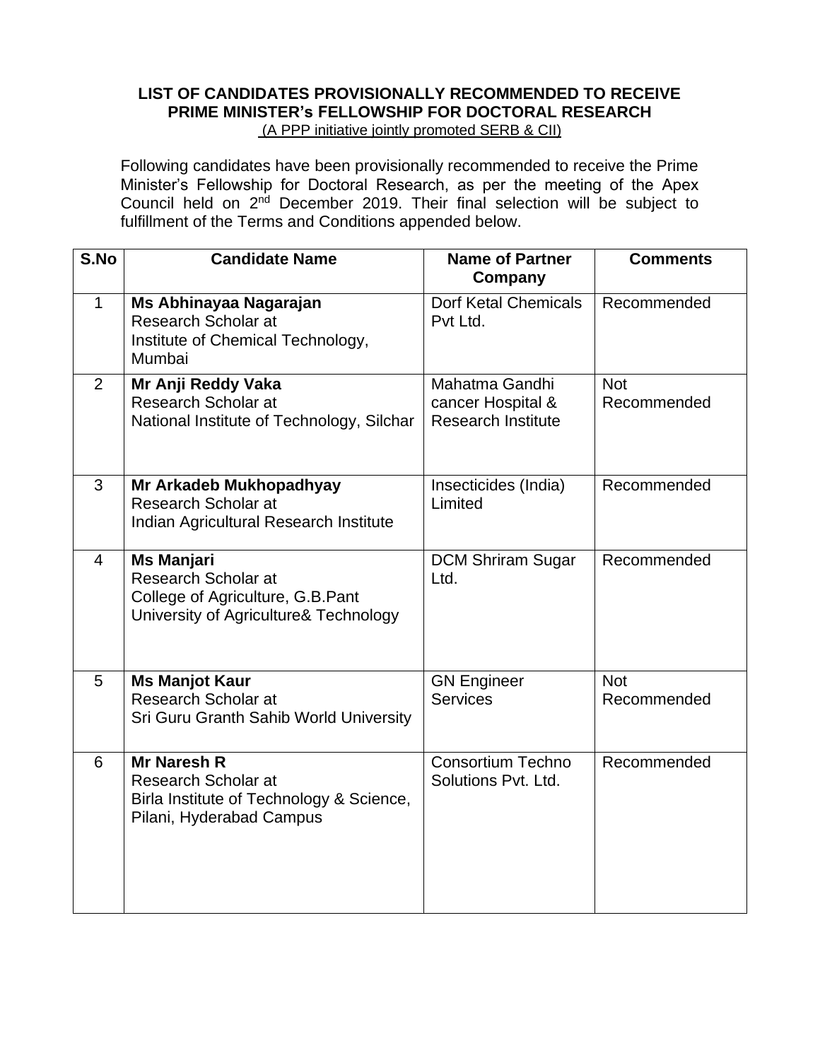**LIST OF CANDIDATES PROVISIONALLY RECOMMENDED TO RECEIVE PRIME MINISTER's FELLOWSHIP FOR DOCTORAL RESEARCH**

(A PPP initiative jointly promoted SERB & CII)

Following candidates have been provisionally recommended to receive the Prime Minister's Fellowship for Doctoral Research, as per the meeting of the Apex Council held on 2nd December 2019. Their final selection will be subject to fulfillment of the Terms and Conditions appended below.

| S.No | Candidate Name | Name of Partner Company | Comments |
|---|---|---|---|
| 1 | **Ms Abhinayaa Nagarajan** Research Scholar at Institute of Chemical Technology, Mumbai | Dorf Ketal Chemicals Pvt Ltd. | Recommended |
| 2 | **Mr Anji Reddy Vaka** Research Scholar at National Institute of Technology, Silchar | Mahatma Gandhi cancer Hospital & Research Institute | Not Recommended |
| 3 | **Mr Arkadeb Mukhopadhyay** Research Scholar at Indian Agricultural Research Institute | Insecticides (India) Limited | Recommended |
| 4 | **Ms Manjari** Research Scholar at College of Agriculture, G.B.Pant University of Agriculture& Technology | DCM Shriram Sugar Ltd. | Recommended |
| 5 | **Ms Manjot Kaur** Research Scholar at Sri Guru Granth Sahib World University | GN Engineer Services | Not Recommended |
| 6 | **Mr Naresh R** Research Scholar at Birla Institute of Technology & Science, Pilani, Hyderabad Campus | Consortium Techno Solutions Pvt. Ltd. | Recommended |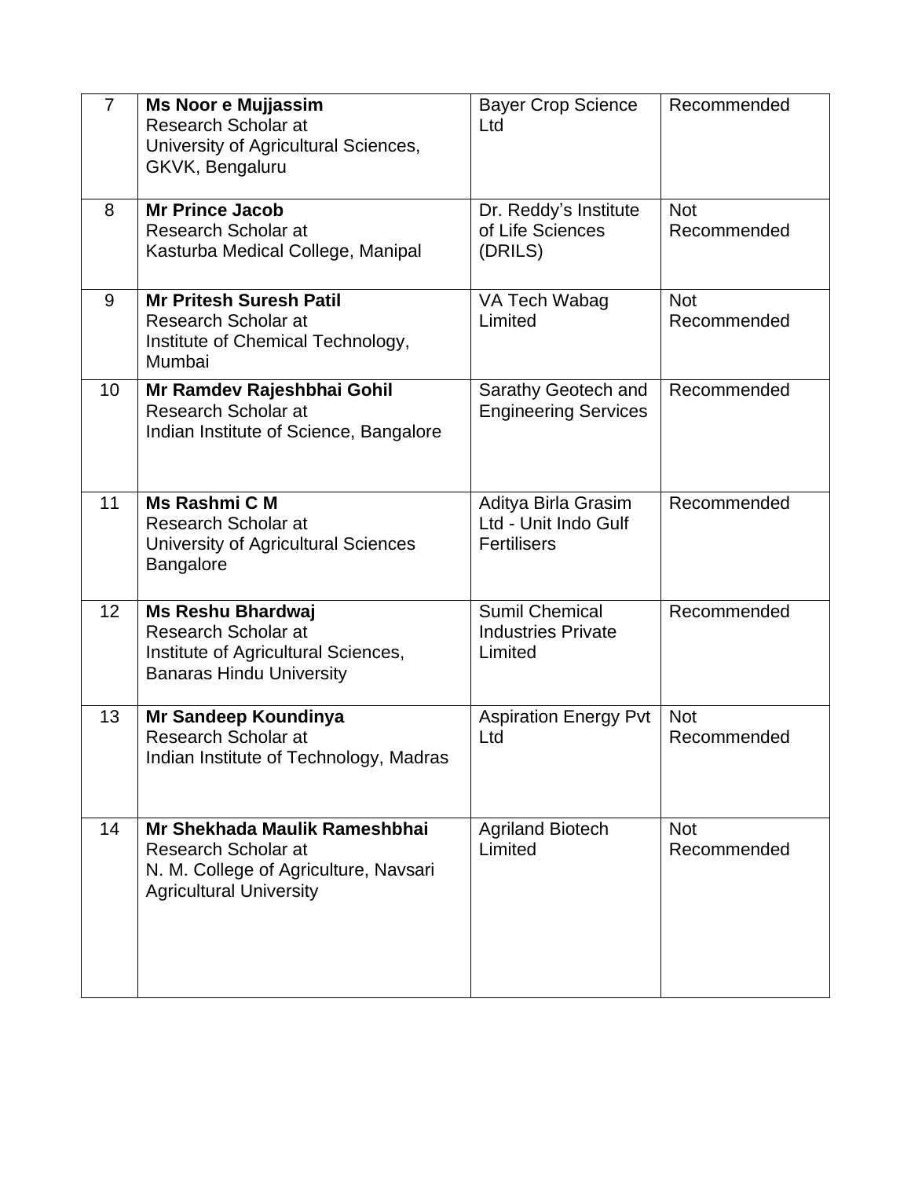| 7 | **Ms Noor e Mujjassim**<br>Research Scholar at<br>University of Agricultural Sciences, GKVK, Bengaluru | Bayer Crop Science Ltd | Recommended |
|---|---|---|---|
| 8 | **Mr Prince Jacob**<br>Research Scholar at<br>Kasturba Medical College, Manipal | Dr. Reddy's Institute of Life Sciences (DRILS) | Not Recommended |
| 9 | **Mr Pritesh Suresh Patil**<br>Research Scholar at<br>Institute of Chemical Technology, Mumbai | VA Tech Wabag Limited | Not Recommended |
| 10 | **Mr Ramdev Rajeshbhai Gohil**<br>Research Scholar at<br>Indian Institute of Science, Bangalore | Sarathy Geotech and Engineering Services | Recommended |
| 11 | **Ms Rashmi C M**<br>Research Scholar at<br>University of Agricultural Sciences Bangalore | Aditya Birla Grasim Ltd - Unit Indo Gulf Fertilisers | Recommended |
| 12 | **Ms Reshu Bhardwaj**<br>Research Scholar at<br>Institute of Agricultural Sciences, Banaras Hindu University | Sumil Chemical Industries Private Limited | Recommended |
| 13 | **Mr Sandeep Koundinya**<br>Research Scholar at<br>Indian Institute of Technology, Madras | Aspiration Energy Pvt Ltd | Not Recommended |
| 14 | **Mr Shekhada Maulik Rameshbhai**<br>Research Scholar at<br>N. M. College of Agriculture, Navsari Agricultural University | Agriland Biotech Limited | Not Recommended |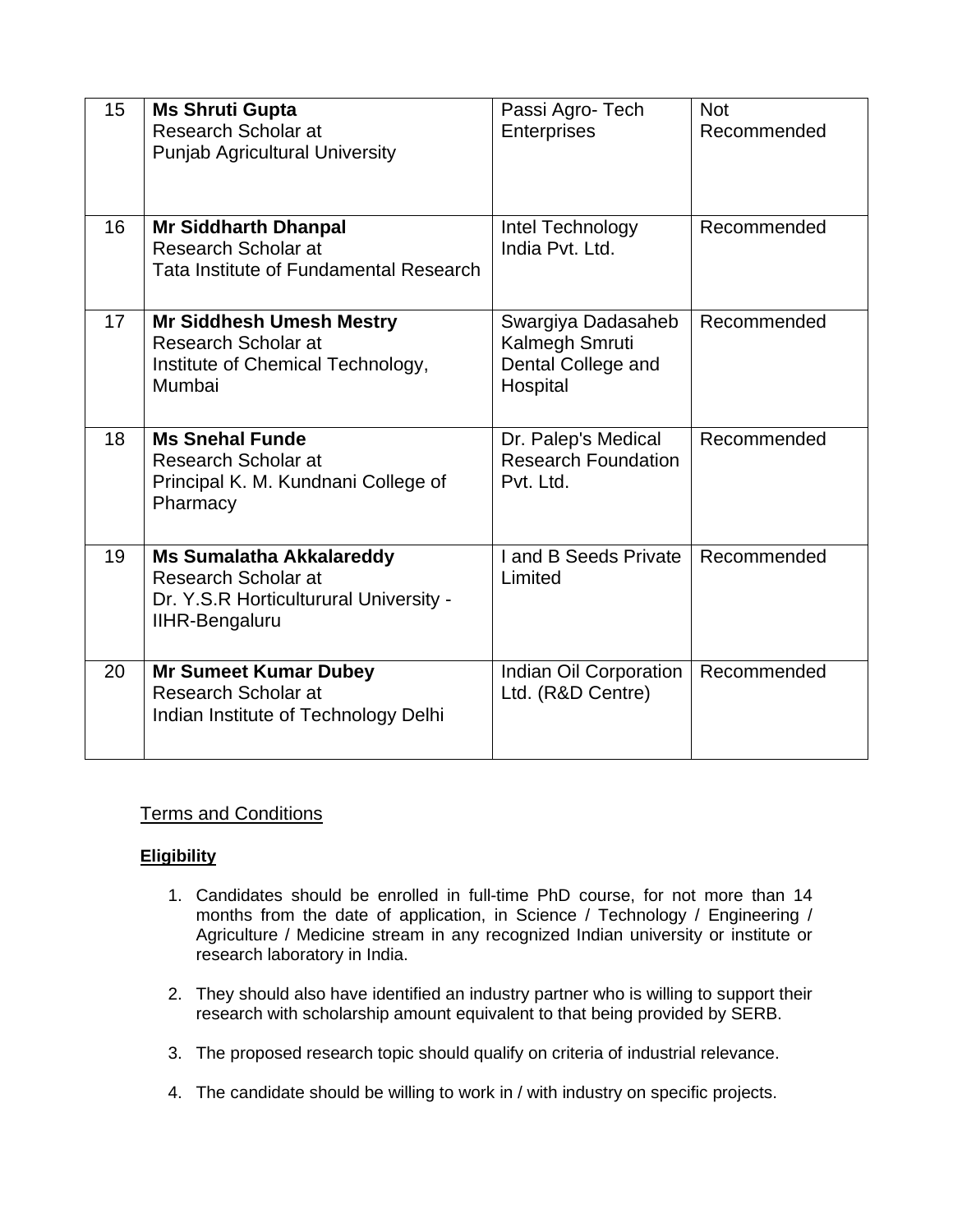| 15 | **Ms Shruti Gupta**<br>Research Scholar at<br>Punjab Agricultural University | Passi Agro- Tech Enterprises | Not Recommended |
|---|---|---|---|
| 16 | **Mr Siddharth Dhanpal**<br>Research Scholar at<br>Tata Institute of Fundamental Research | Intel Technology India Pvt. Ltd. | Recommended |
| 17 | **Mr Siddhesh Umesh Mestry**<br>Research Scholar at<br>Institute of Chemical Technology, Mumbai | Swargiya Dadasaheb Kalmegh Smruti Dental College and Hospital | Recommended |
| 18 | **Ms Snehal Funde**<br>Research Scholar at<br>Principal K. M. Kundnani College of Pharmacy | Dr. Palep's Medical Research Foundation Pvt. Ltd. | Recommended |
| 19 | **Ms Sumalatha Akkalareddy**<br>Research Scholar at<br>Dr. Y.S.R Horticulturural University - IIHR-Bengaluru | I and B Seeds Private Limited | Recommended |
| 20 | **Mr Sumeet Kumar Dubey**<br>Research Scholar at<br>Indian Institute of Technology Delhi | Indian Oil Corporation Ltd. (R&D Centre) | Recommended |

Terms and Conditions

**Eligibility**

1. Candidates should be enrolled in full-time PhD course, for not more than 14 months from the date of application, in Science / Technology / Engineering / Agriculture / Medicine stream in any recognized Indian university or institute or research laboratory in India.

2. They should also have identified an industry partner who is willing to support their research with scholarship amount equivalent to that being provided by SERB.

3. The proposed research topic should qualify on criteria of industrial relevance.

4. The candidate should be willing to work in / with industry on specific projects.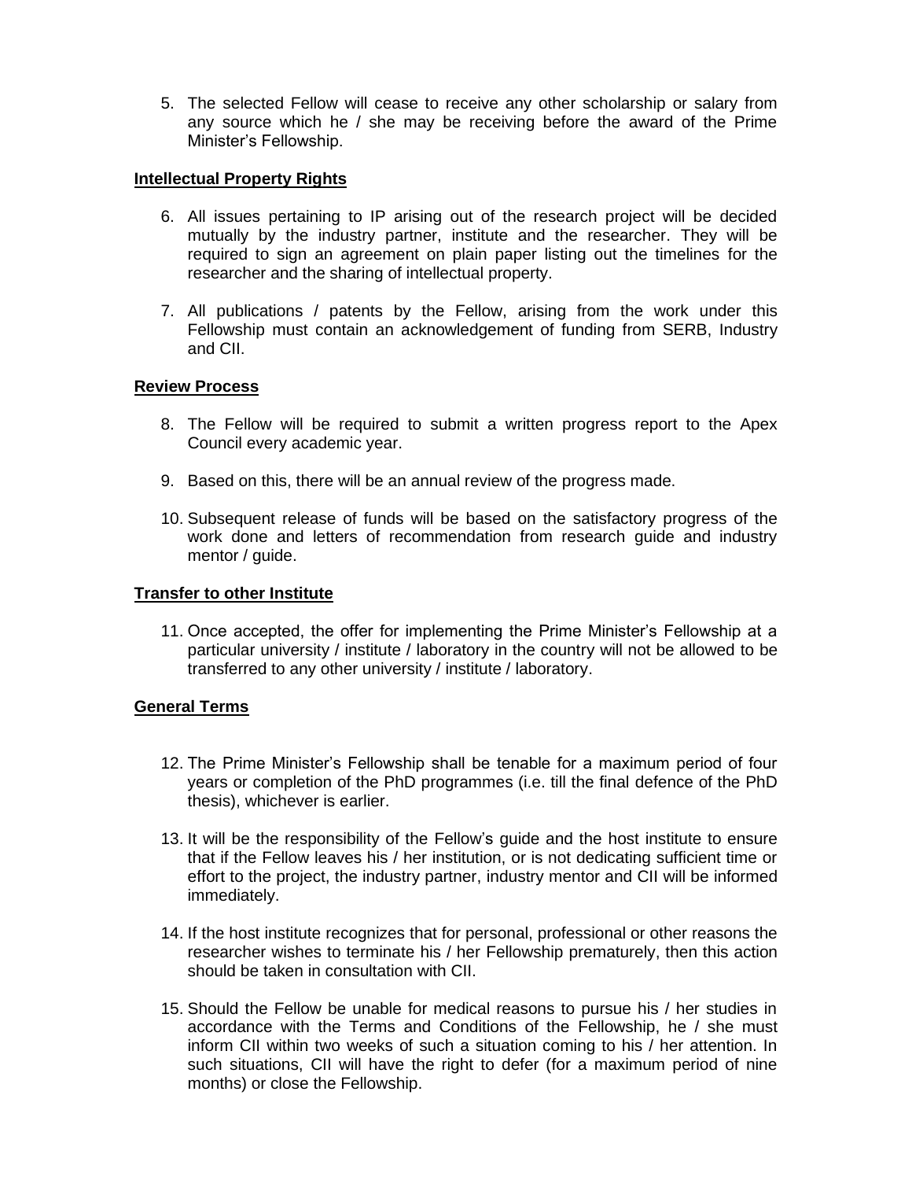5. The selected Fellow will cease to receive any other scholarship or salary from any source which he / she may be receiving before the award of the Prime Minister's Fellowship.

**Intellectual Property Rights**

6. All issues pertaining to IP arising out of the research project will be decided mutually by the industry partner, institute and the researcher. They will be required to sign an agreement on plain paper listing out the timelines for the researcher and the sharing of intellectual property.

7. All publications / patents by the Fellow, arising from the work under this Fellowship must contain an acknowledgement of funding from SERB, Industry and CII.

**Review Process**

8. The Fellow will be required to submit a written progress report to the Apex Council every academic year.

9. Based on this, there will be an annual review of the progress made.

10. Subsequent release of funds will be based on the satisfactory progress of the work done and letters of recommendation from research guide and industry mentor / guide.

**Transfer to other Institute**

11. Once accepted, the offer for implementing the Prime Minister's Fellowship at a particular university / institute / laboratory in the country will not be allowed to be transferred to any other university / institute / laboratory.

**General Terms**

12. The Prime Minister's Fellowship shall be tenable for a maximum period of four years or completion of the PhD programmes (i.e. till the final defence of the PhD thesis), whichever is earlier.

13. It will be the responsibility of the Fellow's guide and the host institute to ensure that if the Fellow leaves his / her institution, or is not dedicating sufficient time or effort to the project, the industry partner, industry mentor and CII will be informed immediately.

14. If the host institute recognizes that for personal, professional or other reasons the researcher wishes to terminate his / her Fellowship prematurely, then this action should be taken in consultation with CII.

15. Should the Fellow be unable for medical reasons to pursue his / her studies in accordance with the Terms and Conditions of the Fellowship, he / she must inform CII within two weeks of such a situation coming to his / her attention. In such situations, CII will have the right to defer (for a maximum period of nine months) or close the Fellowship.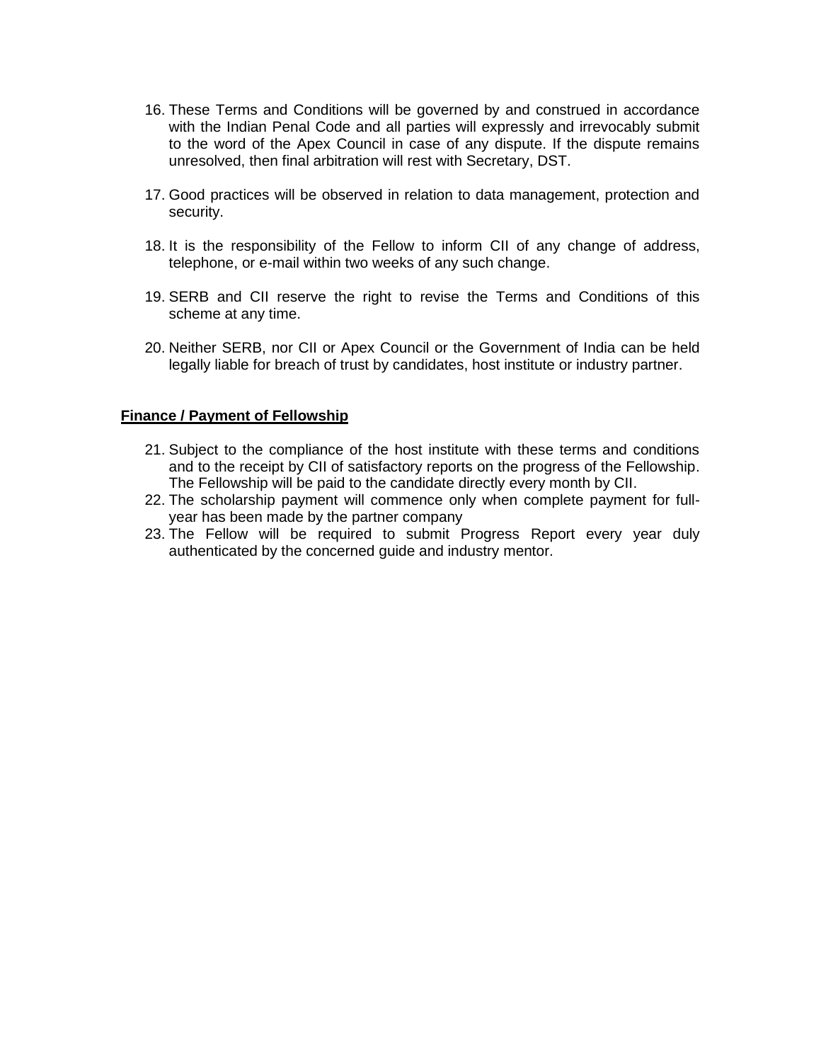16. These Terms and Conditions will be governed by and construed in accordance with the Indian Penal Code and all parties will expressly and irrevocably submit to the word of the Apex Council in case of any dispute. If the dispute remains unresolved, then final arbitration will rest with Secretary, DST.

17. Good practices will be observed in relation to data management, protection and security.

18. It is the responsibility of the Fellow to inform CII of any change of address, telephone, or e-mail within two weeks of any such change.

19. SERB and CII reserve the right to revise the Terms and Conditions of this scheme at any time.

20. Neither SERB, nor CII or Apex Council or the Government of India can be held legally liable for breach of trust by candidates, host institute or industry partner.

**Finance / Payment of Fellowship**

21. Subject to the compliance of the host institute with these terms and conditions and to the receipt by CII of satisfactory reports on the progress of the Fellowship. The Fellowship will be paid to the candidate directly every month by CII.
22. The scholarship payment will commence only when complete payment for full-year has been made by the partner company
23. The Fellow will be required to submit Progress Report every year duly authenticated by the concerned guide and industry mentor.